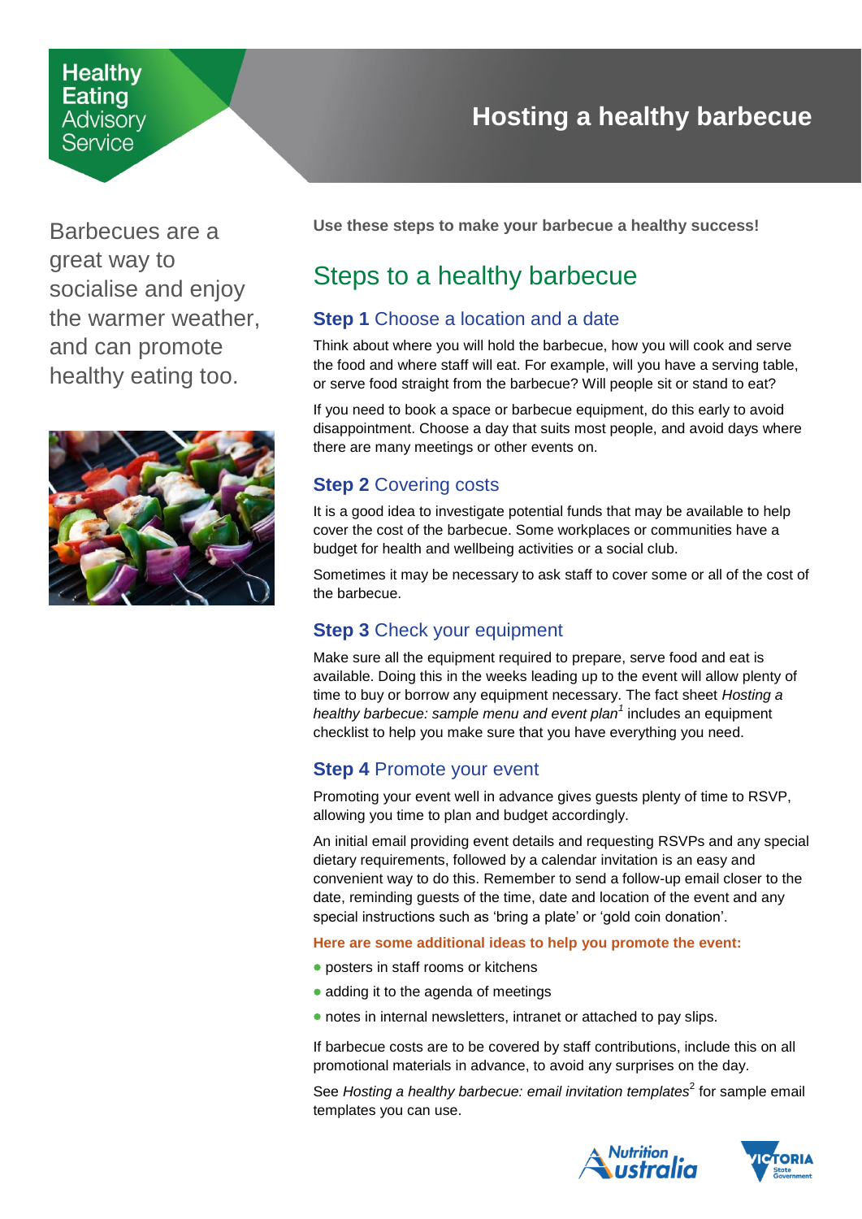Healthy Eating Advisory Service

# Hosting a healthy barbecue

Barbecues are a great way to socialise and enjoy the warmer weather, and can promote healthy eating too.

**Use these steps to make your barbecue a healthy success!**

## Steps to a healthy barbecue

### **Step 1** Choose a location and a date

Think about where you will hold the barbecue, how you will cook and serve the food and where staff will eat. For example, will you have a serving table, or serve food straight from the barbecue? Will people sit or stand to eat?

If you need to book a space or barbecue equipment, do this early to avoid disappointment. Choose a day that suits most people, and avoid days where there are many meetings or other events on.

### **Step 2** Covering costs

It is a good idea to investigate potential funds that may be available to help cover the cost of the barbecue. Some workplaces or communities have a budget for health and wellbeing activities or a social club.

Sometimes it may be necessary to ask staff to cover some or all of the cost of the barbecue.

### **Step 3** Check your equipment

Make sure all the equipment required to prepare, serve food and eat is available. Doing this in the weeks leading up to the event will allow plenty of time to buy or borrow any equipment necessary. The fact sheet *Hosting a healthy barbecue: sample menu and event plan*[1] includes an equipment checklist to help you make sure that you have everything you need.

### **Step 4** Promote your event

Promoting your event well in advance gives guests plenty of time to RSVP, allowing you time to plan and budget accordingly.

An initial email providing event details and requesting RSVPs and any special dietary requirements, followed by a calendar invitation is an easy and convenient way to do this. Remember to send a follow-up email closer to the date, reminding guests of the time, date and location of the event and any special instructions such as 'bring a plate' or 'gold coin donation'.

**Here are some additional ideas to help you promote the event:**

- posters in staff rooms or kitchens
- adding it to the agenda of meetings
- notes in internal newsletters, intranet or attached to pay slips.

If barbecue costs are to be covered by staff contributions, include this on all promotional materials in advance, to avoid any surprises on the day.

See *Hosting a healthy barbecue: email invitation templates*[2] for sample email templates you can use.

Nutrition Australia

Victoria State Government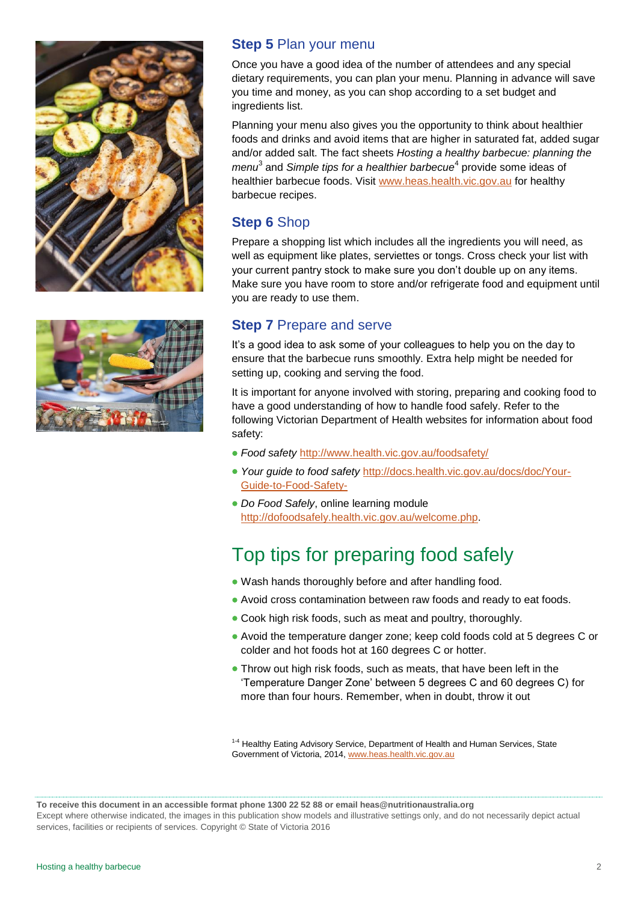## **Step 5** Plan your menu

Once you have a good idea of the number of attendees and any special dietary requirements, you can plan your menu. Planning in advance will save you time and money, as you can shop according to a set budget and ingredients list.

Planning your menu also gives you the opportunity to think about healthier foods and drinks and avoid items that are higher in saturated fat, added sugar and/or added salt. The fact sheets *Hosting a healthy barbecue: planning the menu*[3] and *Simple tips for a healthier barbecue*[4] provide some ideas of healthier barbecue foods. Visit www.heas.health.vic.gov.au for healthy barbecue recipes.

## **Step 6** Shop

Prepare a shopping list which includes all the ingredients you will need, as well as equipment like plates, serviettes or tongs. Cross check your list with your current pantry stock to make sure you don't double up on any items. Make sure you have room to store and/or refrigerate food and equipment until you are ready to use them.

## **Step 7** Prepare and serve

It's a good idea to ask some of your colleagues to help you on the day to ensure that the barbecue runs smoothly. Extra help might be needed for setting up, cooking and serving the food.

It is important for anyone involved with storing, preparing and cooking food to have a good understanding of how to handle food safely. Refer to the following Victorian Department of Health websites for information about food safety:

- *Food safety* http://www.health.vic.gov.au/foodsafety/
- *Your guide to food safety* http://docs.health.vic.gov.au/docs/doc/Your-Guide-to-Food-Safety-
- *Do Food Safely*, online learning module http://dofoodsafely.health.vic.gov.au/welcome.php.

# Top tips for preparing food safely

- Wash hands thoroughly before and after handling food.
- Avoid cross contamination between raw foods and ready to eat foods.
- Cook high risk foods, such as meat and poultry, thoroughly.
- Avoid the temperature danger zone; keep cold foods cold at 5 degrees C or colder and hot foods hot at 160 degrees C or hotter.
- Throw out high risk foods, such as meats, that have been left in the 'Temperature Danger Zone' between 5 degrees C and 60 degrees C) for more than four hours. Remember, when in doubt, throw it out

[1-4] Healthy Eating Advisory Service, Department of Health and Human Services, State Government of Victoria, 2014, www.heas.health.vic.gov.au

**To receive this document in an accessible format phone 1300 22 52 88 or email heas@nutritionaustralia.org**
Except where otherwise indicated, the images in this publication show models and illustrative settings only, and do not necessarily depict actual services, facilities or recipients of services. Copyright © State of Victoria 2016